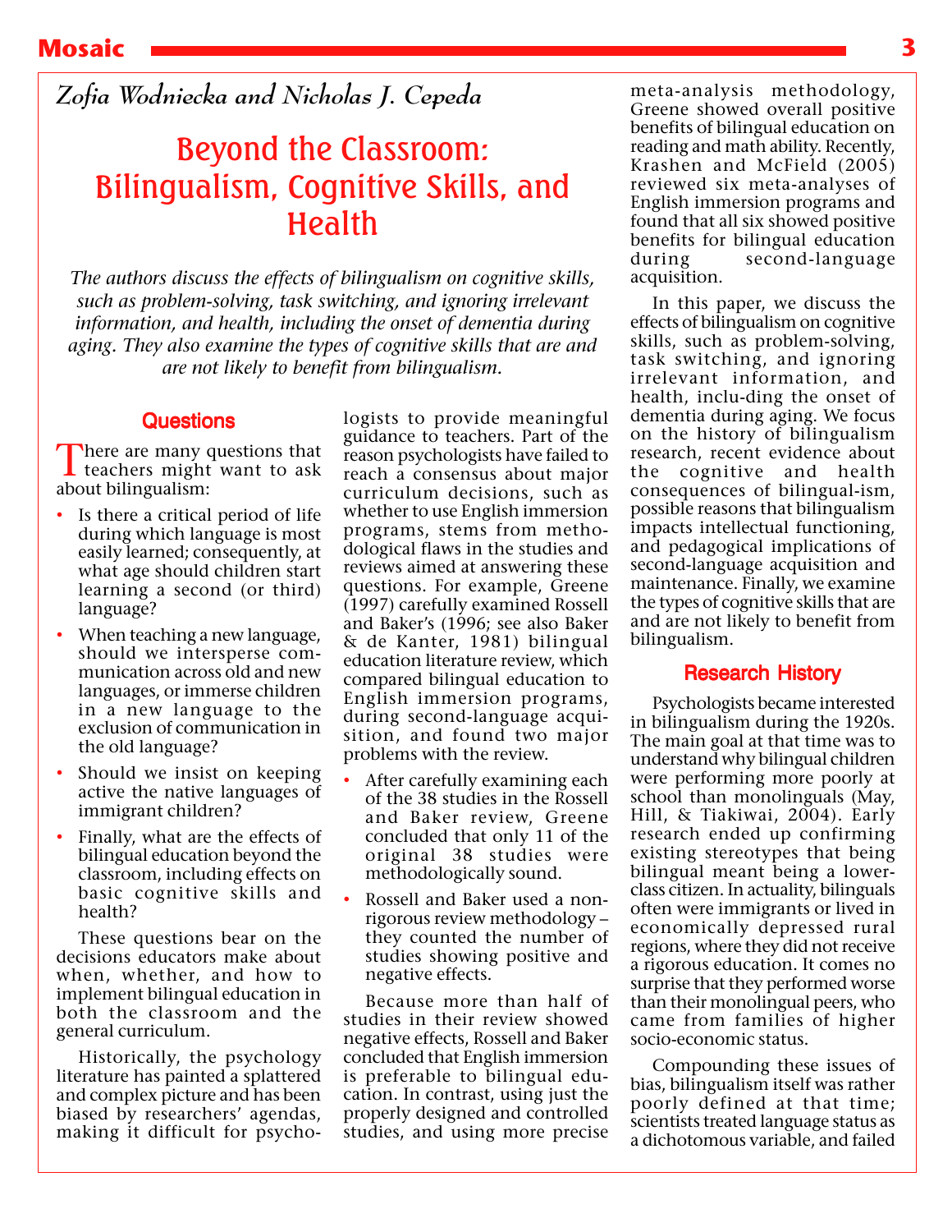*Zofia Wodniecka and Nicholas J. Cepeda*

# Beyond the Classroom: Bilingualism, Cognitive Skills, and Health

*The authors discuss the effects of bilingualism on cognitive skills, such as problem-solving, task switching, and ignoring irrelevant information, and health, including the onset of dementia during aging. They also examine the types of cognitive skills that are and are not likely to benefit from bilingualism.*

## Questions

There are many questions that teachers might want to ask about bilingualism:

- Is there a critical period of life during which language is most easily learned; consequently, at what age should children start learning a second (or third) language?
- When teaching a new language, should we intersperse communication across old and new languages, or immerse children in a new language to the exclusion of communication in the old language?
- Should we insist on keeping active the native languages of immigrant children?
- Finally, what are the effects of bilingual education beyond the classroom, including effects on basic cognitive skills and health?

These questions bear on the decisions educators make about when, whether, and how to implement bilingual education in both the classroom and the general curriculum.

Historically, the psychology literature has painted a splattered and complex picture and has been biased by researchers' agendas, making it difficult for psychologists to provide meaningful guidance to teachers. Part of the reason psychologists have failed to reach a consensus about major curriculum decisions, such as whether to use English immersion programs, stems from methodological flaws in the studies and reviews aimed at answering these questions. For example, Greene (1997) carefully examined Rossell and Baker's (1996; see also Baker & de Kanter, 1981) bilingual education literature review, which compared bilingual education to English immersion programs, during second-language acquisition, and found two major problems with the review.

- After carefully examining each of the 38 studies in the Rossell and Baker review, Greene concluded that only 11 of the original 38 studies were methodologically sound.
- Rossell and Baker used a non-rigorous review methodology – they counted the number of studies showing positive and negative effects.

Because more than half of studies in their review showed negative effects, Rossell and Baker concluded that English immersion is preferable to bilingual education. In contrast, using just the properly designed and controlled studies, and using more precise meta-analysis methodology, Greene showed overall positive benefits of bilingual education on reading and math ability. Recently, Krashen and McField (2005) reviewed six meta-analyses of English immersion programs and found that all six showed positive benefits for bilingual education during second-language acquisition.

In this paper, we discuss the effects of bilingualism on cognitive skills, such as problem-solving, task switching, and ignoring irrelevant information, and health, including the onset of dementia during aging. We focus on the history of bilingualism research, recent evidence about the cognitive and health consequences of bilingualism, possible reasons that bilingualism impacts intellectual functioning, and pedagogical implications of second-language acquisition and maintenance. Finally, we examine the types of cognitive skills that are and are not likely to benefit from bilingualism.

## Research History

Psychologists became interested in bilingualism during the 1920s. The main goal at that time was to understand why bilingual children were performing more poorly at school than monolinguals (May, Hill, & Tiakiwai, 2004). Early research ended up confirming existing stereotypes that being bilingual meant being a lower-class citizen. In actuality, bilinguals often were immigrants or lived in economically depressed rural regions, where they did not receive a rigorous education. It comes no surprise that they performed worse than their monolingual peers, who came from families of higher socio-economic status.

Compounding these issues of bias, bilingualism itself was rather poorly defined at that time; scientists treated language status as a dichotomous variable, and failed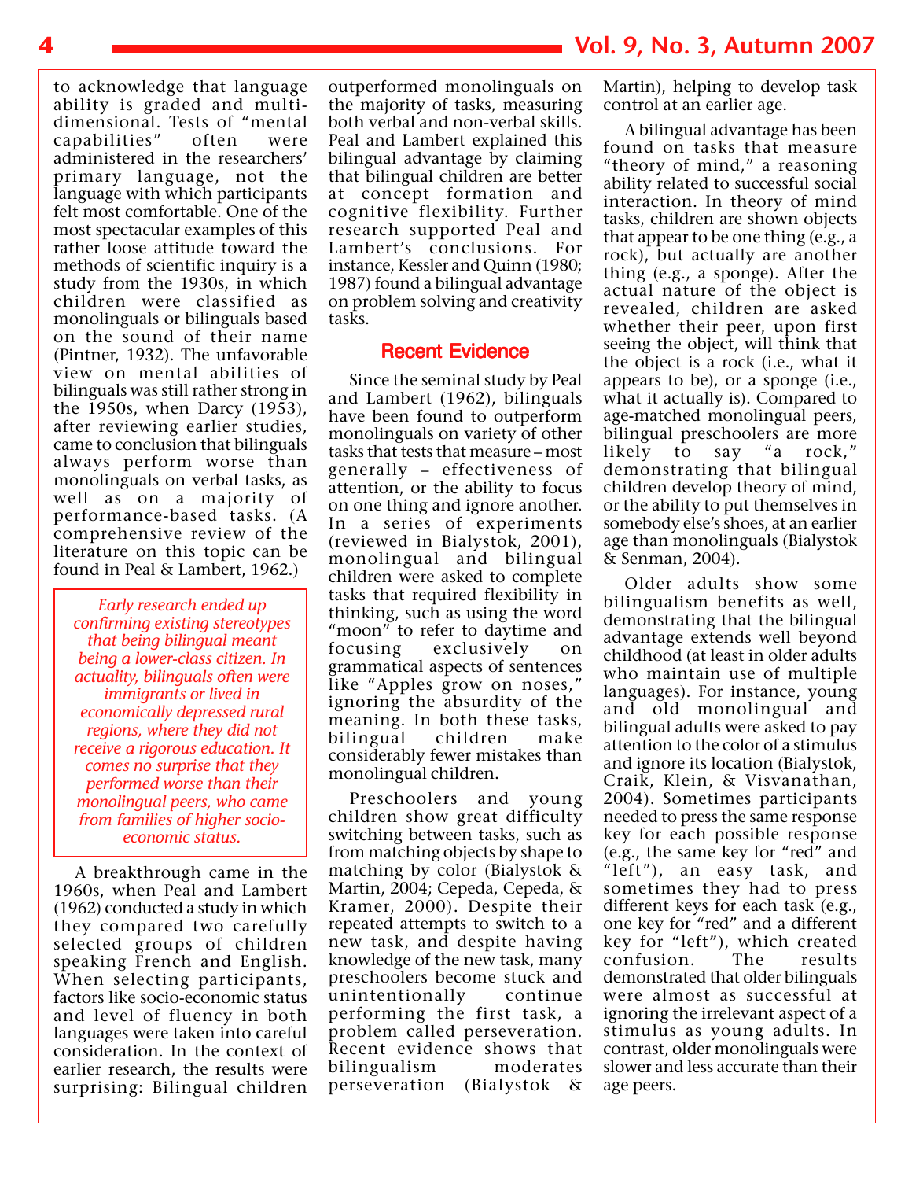to acknowledge that language ability is graded and multi-dimensional. Tests of "mental capabilities" often were administered in the researchers' primary language, not the language with which participants felt most comfortable. One of the most spectacular examples of this rather loose attitude toward the methods of scientific inquiry is a study from the 1930s, in which children were classified as monolinguals or bilinguals based on the sound of their name (Pintner, 1932). The unfavorable view on mental abilities of bilinguals was still rather strong in the 1950s, when Darcy (1953), after reviewing earlier studies, came to conclusion that bilinguals always perform worse than monolinguals on verbal tasks, as well as on a majority of performance-based tasks. (A comprehensive review of the literature on this topic can be found in Peal & Lambert, 1962.)

> *Early research ended up confirming existing stereotypes that being bilingual meant being a lower-class citizen. In actuality, bilinguals often were immigrants or lived in economically depressed rural regions, where they did not receive a rigorous education. It comes no surprise that they performed worse than their monolingual peers, who came from families of higher socio-economic status.*

A breakthrough came in the 1960s, when Peal and Lambert (1962) conducted a study in which they compared two carefully selected groups of children speaking French and English. When selecting participants, factors like socio-economic status and level of fluency in both languages were taken into careful consideration. In the context of earlier research, the results were surprising: Bilingual children outperformed monolinguals on the majority of tasks, measuring both verbal and non-verbal skills. Peal and Lambert explained this bilingual advantage by claiming that bilingual children are better at concept formation and cognitive flexibility. Further research supported Peal and Lambert's conclusions. For instance, Kessler and Quinn (1980; 1987) found a bilingual advantage on problem solving and creativity tasks.

## Recent Evidence

Since the seminal study by Peal and Lambert (1962), bilinguals have been found to outperform monolinguals on variety of other tasks that tests that measure – most generally – effectiveness of attention, or the ability to focus on one thing and ignore another. In a series of experiments (reviewed in Bialystok, 2001), monolingual and bilingual children were asked to complete tasks that required flexibility in thinking, such as using the word "moon" to refer to daytime and focusing exclusively on grammatical aspects of sentences like "Apples grow on noses," ignoring the absurdity of the meaning. In both these tasks, bilingual children make considerably fewer mistakes than monolingual children.

Preschoolers and young children show great difficulty switching between tasks, such as from matching objects by shape to matching by color (Bialystok & Martin, 2004; Cepeda, Cepeda, & Kramer, 2000). Despite their repeated attempts to switch to a new task, and despite having knowledge of the new task, many preschoolers become stuck and unintentionally continue performing the first task, a problem called perseveration. Recent evidence shows that bilingualism moderates perseveration (Bialystok & Martin), helping to develop task control at an earlier age.

A bilingual advantage has been found on tasks that measure "theory of mind," a reasoning ability related to successful social interaction. In theory of mind tasks, children are shown objects that appear to be one thing (e.g., a rock), but actually are another thing (e.g., a sponge). After the actual nature of the object is revealed, children are asked whether their peer, upon first seeing the object, will think that the object is a rock (i.e., what it appears to be), or a sponge (i.e., what it actually is). Compared to age-matched monolingual peers, bilingual preschoolers are more likely to say "a rock," demonstrating that bilingual children develop theory of mind, or the ability to put themselves in somebody else's shoes, at an earlier age than monolinguals (Bialystok & Senman, 2004).

Older adults show some bilingualism benefits as well, demonstrating that the bilingual advantage extends well beyond childhood (at least in older adults who maintain use of multiple languages). For instance, young and old monolingual and bilingual adults were asked to pay attention to the color of a stimulus and ignore its location (Bialystok, Craik, Klein, & Visvanathan, 2004). Sometimes participants needed to press the same response key for each possible response (e.g., the same key for "red" and "left"), an easy task, and sometimes they had to press different keys for each task (e.g., one key for "red" and a different key for "left"), which created confusion. The results demonstrated that older bilinguals were almost as successful at ignoring the irrelevant aspect of a stimulus as young adults. In contrast, older monolinguals were slower and less accurate than their age peers.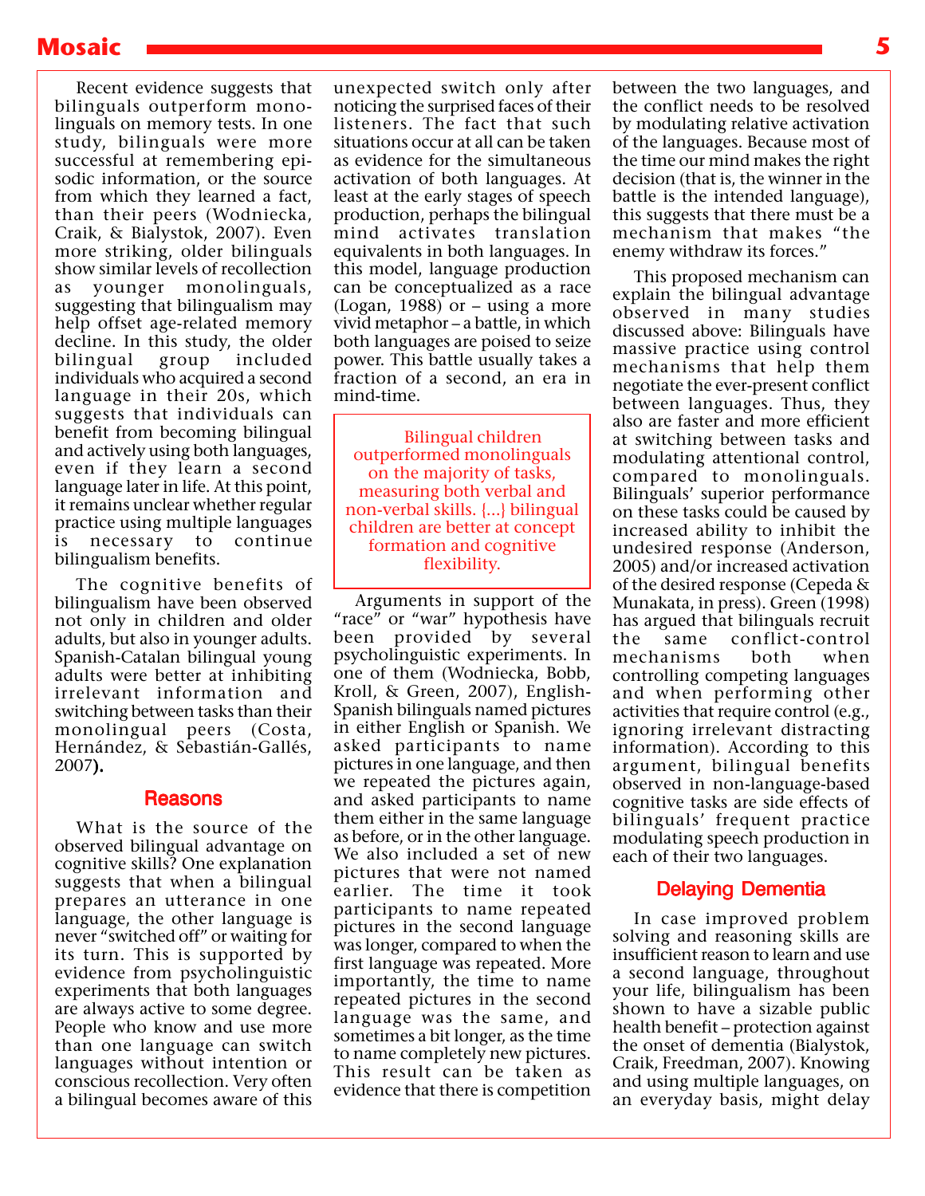Recent evidence suggests that bilinguals outperform monolinguals on memory tests. In one study, bilinguals were more successful at remembering episodic information, or the source from which they learned a fact, than their peers (Wodniecka, Craik, & Bialystok, 2007). Even more striking, older bilinguals show similar levels of recollection as younger monolinguals, suggesting that bilingualism may help offset age-related memory decline. In this study, the older bilingual group included individuals who acquired a second language in their 20s, which suggests that individuals can benefit from becoming bilingual and actively using both languages, even if they learn a second language later in life. At this point, it remains unclear whether regular practice using multiple languages is necessary to continue bilingualism benefits.

The cognitive benefits of bilingualism have been observed not only in children and older adults, but also in younger adults. Spanish-Catalan bilingual young adults were better at inhibiting irrelevant information and switching between tasks than their monolingual peers (Costa, Hernández, & Sebastián-Gallés, 2007**)**.

## Reasons

What is the source of the observed bilingual advantage on cognitive skills? One explanation suggests that when a bilingual prepares an utterance in one language, the other language is never "switched off" or waiting for its turn. This is supported by evidence from psycholinguistic experiments that both languages are always active to some degree. People who know and use more than one language can switch languages without intention or conscious recollection. Very often a bilingual becomes aware of this unexpected switch only after noticing the surprised faces of their listeners. The fact that such situations occur at all can be taken as evidence for the simultaneous activation of both languages. At least at the early stages of speech production, perhaps the bilingual mind activates translation equivalents in both languages. In this model, language production can be conceptualized as a race (Logan, 1988) or – using a more vivid metaphor – a battle, in which both languages are poised to seize power. This battle usually takes a fraction of a second, an era in mind-time.

> Bilingual children outperformed monolinguals on the majority of tasks, measuring both verbal and non-verbal skills. {...} bilingual children are better at concept formation and cognitive flexibility.

Arguments in support of the "race" or "war" hypothesis have been provided by several psycholinguistic experiments. In one of them (Wodniecka, Bobb, Kroll, & Green, 2007), English-Spanish bilinguals named pictures in either English or Spanish. We asked participants to name pictures in one language, and then we repeated the pictures again, and asked participants to name them either in the same language as before, or in the other language. We also included a set of new pictures that were not named earlier. The time it took participants to name repeated pictures in the second language was longer, compared to when the first language was repeated. More importantly, the time to name repeated pictures in the second language was the same, and sometimes a bit longer, as the time to name completely new pictures. This result can be taken as evidence that there is competition between the two languages, and the conflict needs to be resolved by modulating relative activation of the languages. Because most of the time our mind makes the right decision (that is, the winner in the battle is the intended language), this suggests that there must be a mechanism that makes "the enemy withdraw its forces."

This proposed mechanism can explain the bilingual advantage observed in many studies discussed above: Bilinguals have massive practice using control mechanisms that help them negotiate the ever-present conflict between languages. Thus, they also are faster and more efficient at switching between tasks and modulating attentional control, compared to monolinguals. Bilinguals' superior performance on these tasks could be caused by increased ability to inhibit the undesired response (Anderson, 2005) and/or increased activation of the desired response (Cepeda & Munakata, in press). Green (1998) has argued that bilinguals recruit the same conflict-control mechanisms both when controlling competing languages and when performing other activities that require control (e.g., ignoring irrelevant distracting information). According to this argument, bilingual benefits observed in non-language-based cognitive tasks are side effects of bilinguals' frequent practice modulating speech production in each of their two languages.

## Delaying Dementia

In case improved problem solving and reasoning skills are insufficient reason to learn and use a second language, throughout your life, bilingualism has been shown to have a sizable public health benefit – protection against the onset of dementia (Bialystok, Craik, Freedman, 2007). Knowing and using multiple languages, on an everyday basis, might delay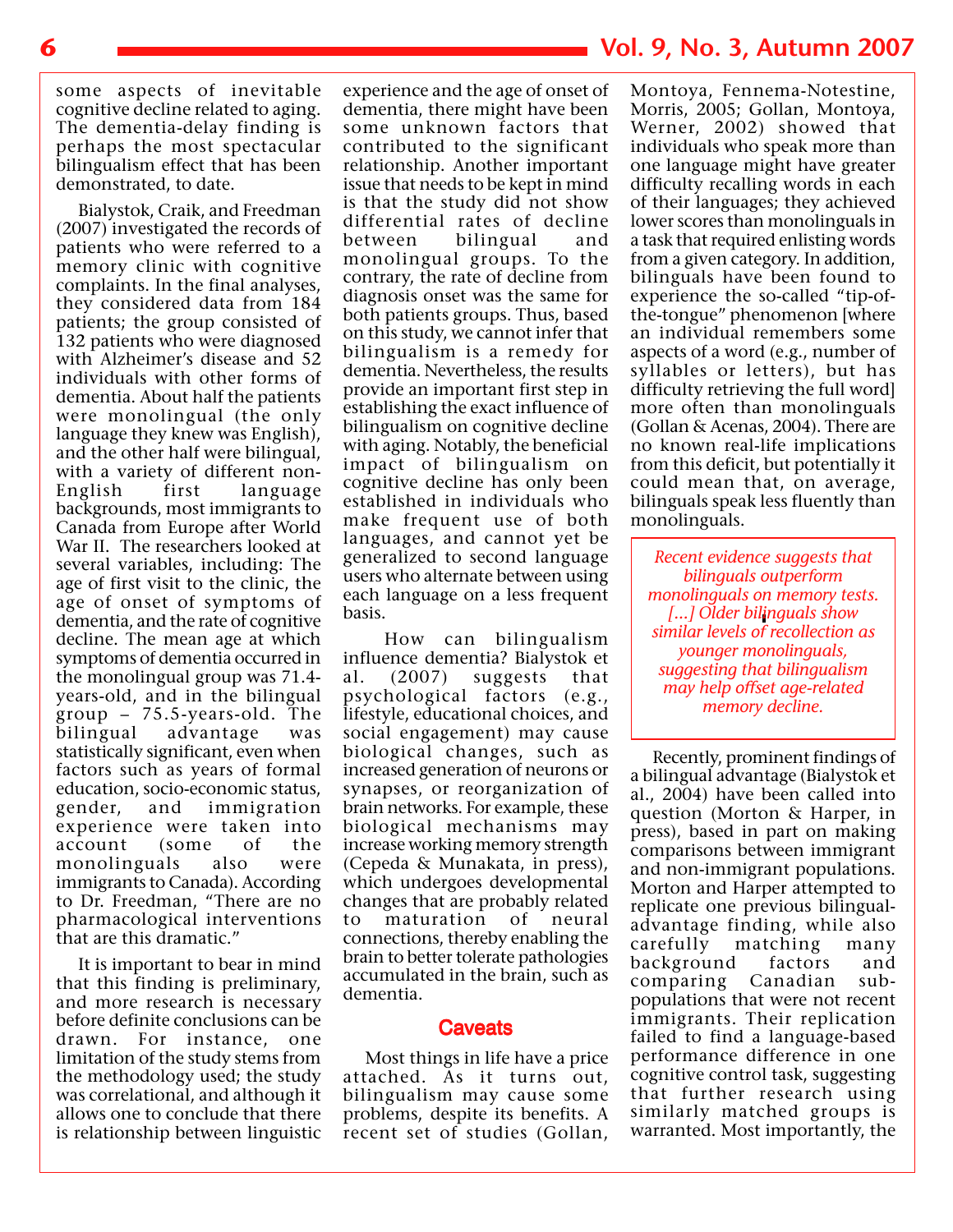some aspects of inevitable cognitive decline related to aging. The dementia-delay finding is perhaps the most spectacular bilingualism effect that has been demonstrated, to date.

Bialystok, Craik, and Freedman (2007) investigated the records of patients who were referred to a memory clinic with cognitive complaints. In the final analyses, they considered data from 184 patients; the group consisted of 132 patients who were diagnosed with Alzheimer's disease and 52 individuals with other forms of dementia. About half the patients were monolingual (the only language they knew was English), and the other half were bilingual, with a variety of different non-English first language backgrounds, most immigrants to Canada from Europe after World War II. The researchers looked at several variables, including: The age of first visit to the clinic, the age of onset of symptoms of dementia, and the rate of cognitive decline. The mean age at which symptoms of dementia occurred in the monolingual group was 71.4-years-old, and in the bilingual group – 75.5-years-old. The bilingual advantage was statistically significant, even when factors such as years of formal education, socio-economic status, gender, and immigration experience were taken into account (some of the monolinguals also were immigrants to Canada). According to Dr. Freedman, "There are no pharmacological interventions that are this dramatic."

It is important to bear in mind that this finding is preliminary, and more research is necessary before definite conclusions can be drawn. For instance, one limitation of the study stems from the methodology used; the study was correlational, and although it allows one to conclude that there is relationship between linguistic experience and the age of onset of dementia, there might have been some unknown factors that contributed to the significant relationship. Another important issue that needs to be kept in mind is that the study did not show differential rates of decline between bilingual and monolingual groups. To the contrary, the rate of decline from diagnosis onset was the same for both patients groups. Thus, based on this study, we cannot infer that bilingualism is a remedy for dementia. Nevertheless, the results provide an important first step in establishing the exact influence of bilingualism on cognitive decline with aging. Notably, the beneficial impact of bilingualism on cognitive decline has only been established in individuals who make frequent use of both languages, and cannot yet be generalized to second language users who alternate between using each language on a less frequent basis.

How can bilingualism influence dementia? Bialystok et al. (2007) suggests that psychological factors (e.g., lifestyle, educational choices, and social engagement) may cause biological changes, such as increased generation of neurons or synapses, or reorganization of brain networks. For example, these biological mechanisms may increase working memory strength (Cepeda & Munakata, in press), which undergoes developmental changes that are probably related to maturation of neural connections, thereby enabling the brain to better tolerate pathologies accumulated in the brain, such as dementia.

## Caveats

Most things in life have a price attached. As it turns out, bilingualism may cause some problems, despite its benefits. A recent set of studies (Gollan, Montoya, Fennema-Notestine, Morris, 2005; Gollan, Montoya, Werner, 2002) showed that individuals who speak more than one language might have greater difficulty recalling words in each of their languages; they achieved lower scores than monolinguals in a task that required enlisting words from a given category. In addition, bilinguals have been found to experience the so-called "tip-of-the-tongue" phenomenon [where an individual remembers some aspects of a word (e.g., number of syllables or letters), but has difficulty retrieving the full word] more often than monolinguals (Gollan & Acenas, 2004). There are no known real-life implications from this deficit, but potentially it could mean that, on average, bilinguals speak less fluently than monolinguals.

> *Recent evidence suggests that bilinguals outperform monolinguals on memory tests. [...] Older bilinguals show similar levels of recollection as younger monolinguals, suggesting that bilingualism may help offset age-related memory decline.*

Recently, prominent findings of a bilingual advantage (Bialystok et al., 2004) have been called into question (Morton & Harper, in press), based in part on making comparisons between immigrant and non-immigrant populations. Morton and Harper attempted to replicate one previous bilingual-advantage finding, while also carefully matching many background factors and comparing Canadian sub-populations that were not recent immigrants. Their replication failed to find a language-based performance difference in one cognitive control task, suggesting that further research using similarly matched groups is warranted. Most importantly, the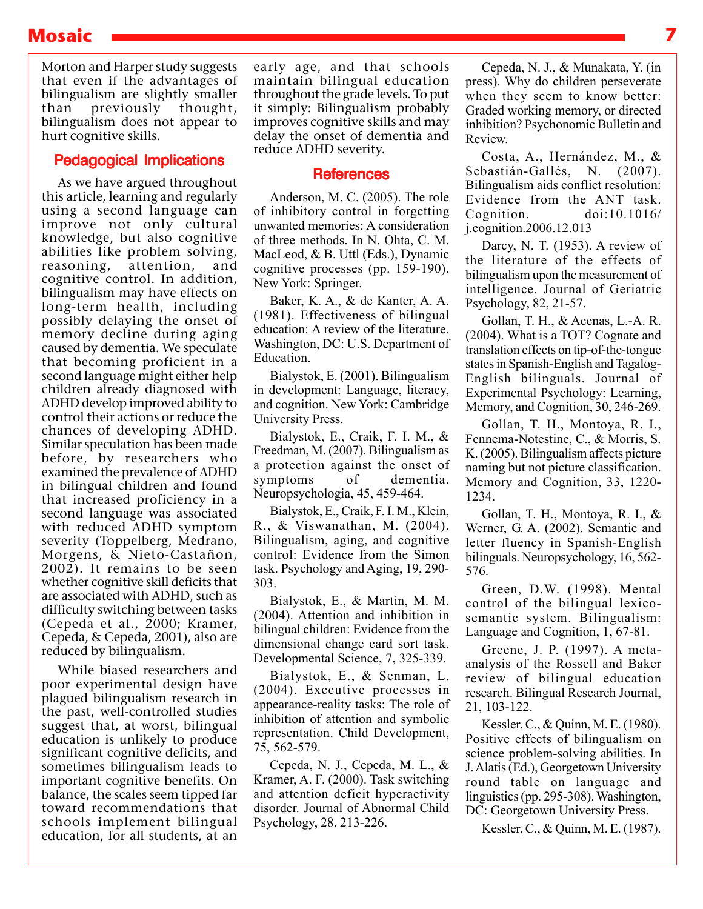Morton and Harper study suggests that even if the advantages of bilingualism are slightly smaller than previously thought, bilingualism does not appear to hurt cognitive skills.

## Pedagogical Implications

As we have argued throughout this article, learning and regularly using a second language can improve not only cultural knowledge, but also cognitive abilities like problem solving, reasoning, attention, and cognitive control. In addition, bilingualism may have effects on long-term health, including possibly delaying the onset of memory decline during aging caused by dementia. We speculate that becoming proficient in a second language might either help children already diagnosed with ADHD develop improved ability to control their actions or reduce the chances of developing ADHD. Similar speculation has been made before, by researchers who examined the prevalence of ADHD in bilingual children and found that increased proficiency in a second language was associated with reduced ADHD symptom severity (Toppelberg, Medrano, Morgens, & Nieto-Castañon, 2002). It remains to be seen whether cognitive skill deficits that are associated with ADHD, such as difficulty switching between tasks (Cepeda et al., 2000; Kramer, Cepeda, & Cepeda, 2001), also are reduced by bilingualism.

While biased researchers and poor experimental design have plagued bilingualism research in the past, well-controlled studies suggest that, at worst, bilingual education is unlikely to produce significant cognitive deficits, and sometimes bilingualism leads to important cognitive benefits. On balance, the scales seem tipped far toward recommendations that schools implement bilingual education, for all students, at an early age, and that schools maintain bilingual education throughout the grade levels. To put it simply: Bilingualism probably improves cognitive skills and may delay the onset of dementia and reduce ADHD severity.

## References

Anderson, M. C. (2005). The role of inhibitory control in forgetting unwanted memories: A consideration of three methods. In N. Ohta, C. M. MacLeod, & B. Uttl (Eds.), Dynamic cognitive processes (pp. 159-190). New York: Springer.

Baker, K. A., & de Kanter, A. A. (1981). Effectiveness of bilingual education: A review of the literature. Washington, DC: U.S. Department of Education.

Bialystok, E. (2001). Bilingualism in development: Language, literacy, and cognition. New York: Cambridge University Press.

Bialystok, E., Craik, F. I. M., & Freedman, M. (2007). Bilingualism as a protection against the onset of symptoms of dementia. Neuropsychologia, 45, 459-464.

Bialystok, E., Craik, F. I. M., Klein, R., & Viswanathan, M. (2004). Bilingualism, aging, and cognitive control: Evidence from the Simon task. Psychology and Aging, 19, 290-303.

Bialystok, E., & Martin, M. M. (2004). Attention and inhibition in bilingual children: Evidence from the dimensional change card sort task. Developmental Science, 7, 325-339.

Bialystok, E., & Senman, L. (2004). Executive processes in appearance-reality tasks: The role of inhibition of attention and symbolic representation. Child Development, 75, 562-579.

Cepeda, N. J., Cepeda, M. L., & Kramer, A. F. (2000). Task switching and attention deficit hyperactivity disorder. Journal of Abnormal Child Psychology, 28, 213-226.

Cepeda, N. J., & Munakata, Y. (in press). Why do children perseverate when they seem to know better: Graded working memory, or directed inhibition? Psychonomic Bulletin and Review.

Costa, A., Hernández, M., & Sebastián-Gallés, N. (2007). Bilingualism aids conflict resolution: Evidence from the ANT task. Cognition. doi:10.1016/j.cognition.2006.12.013

Darcy, N. T. (1953). A review of the literature of the effects of bilingualism upon the measurement of intelligence. Journal of Geriatric Psychology, 82, 21-57.

Gollan, T. H., & Acenas, L.-A. R. (2004). What is a TOT? Cognate and translation effects on tip-of-the-tongue states in Spanish-English and Tagalog-English bilinguals. Journal of Experimental Psychology: Learning, Memory, and Cognition, 30, 246-269.

Gollan, T. H., Montoya, R. I., Fennema-Notestine, C., & Morris, S. K. (2005). Bilingualism affects picture naming but not picture classification. Memory and Cognition, 33, 1220-1234.

Gollan, T. H., Montoya, R. I., & Werner, G. A. (2002). Semantic and letter fluency in Spanish-English bilinguals. Neuropsychology, 16, 562-576.

Green, D.W. (1998). Mental control of the bilingual lexico-semantic system. Bilingualism: Language and Cognition, 1, 67-81.

Greene, J. P. (1997). A meta-analysis of the Rossell and Baker review of bilingual education research. Bilingual Research Journal, 21, 103-122.

Kessler, C., & Quinn, M. E. (1980). Positive effects of bilingualism on science problem-solving abilities. In J. Alatis (Ed.), Georgetown University round table on language and linguistics (pp. 295-308). Washington, DC: Georgetown University Press.

Kessler, C., & Quinn, M. E. (1987).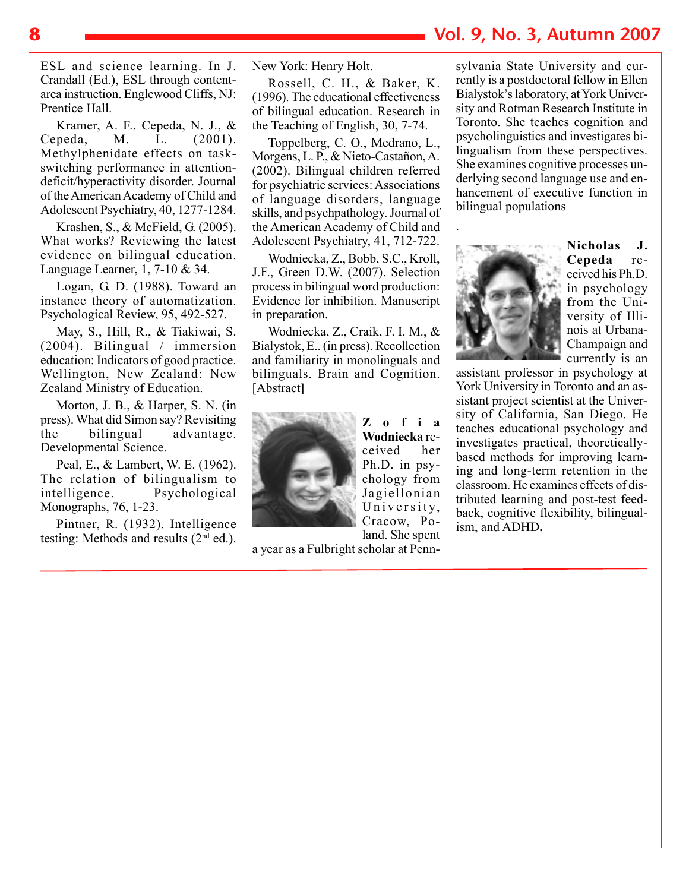ESL and science learning. In J. Crandall (Ed.), ESL through content-area instruction. Englewood Cliffs, NJ: Prentice Hall.

Kramer, A. F., Cepeda, N. J., & Cepeda, M. L. (2001). Methylphenidate effects on task-switching performance in attention-deficit/hyperactivity disorder. Journal of the American Academy of Child and Adolescent Psychiatry, 40, 1277-1284.

Krashen, S., & McField, G. (2005). What works? Reviewing the latest evidence on bilingual education. Language Learner, 1, 7-10 & 34.

Logan, G. D. (1988). Toward an instance theory of automatization. Psychological Review, 95, 492-527.

May, S., Hill, R., & Tiakiwai, S. (2004). Bilingual / immersion education: Indicators of good practice. Wellington, New Zealand: New Zealand Ministry of Education.

Morton, J. B., & Harper, S. N. (in press). What did Simon say? Revisiting the bilingual advantage. Developmental Science.

Peal, E., & Lambert, W. E. (1962). The relation of bilingualism to intelligence. Psychological Monographs, 76, 1-23.

Pintner, R. (1932). Intelligence testing: Methods and results (2nd ed.). New York: Henry Holt.

Rossell, C. H., & Baker, K. (1996). The educational effectiveness of bilingual education. Research in the Teaching of English, 30, 7-74.

Toppelberg, C. O., Medrano, L., Morgens, L. P., & Nieto-Castañon, A. (2002). Bilingual children referred for psychiatric services: Associations of language disorders, language skills, and psychpathology. Journal of the American Academy of Child and Adolescent Psychiatry, 41, 712-722.

Wodniecka, Z., Bobb, S.C., Kroll, J.F., Green D.W. (2007). Selection process in bilingual word production: Evidence for inhibition. Manuscript in preparation.

Wodniecka, Z., Craik, F. I. M., & Bialystok, E.. (in press). Recollection and familiarity in monolinguals and bilinguals. Brain and Cognition. [Abstract]

**Zofia Wodniecka** received her Ph.D. in psychology from Jagiellonian University, Cracow, Poland. She spent a year as a Fulbright scholar at Pennsylvania State University and currently is a postdoctoral fellow in Ellen Bialystok's laboratory, at York University and Rotman Research Institute in Toronto. She teaches cognition and psycholinguistics and investigates bilingualism from these perspectives. She examines cognitive processes underlying second language use and enhancement of executive function in bilingual populations

.

**Nicholas J. Cepeda** received his Ph.D. in psychology from the University of Illinois at Urbana-Champaign and currently is an assistant professor in psychology at York University in Toronto and an assistant project scientist at the University of California, San Diego. He teaches educational psychology and investigates practical, theoretically-based methods for improving learning and long-term retention in the classroom. He examines effects of distributed learning and post-test feedback, cognitive flexibility, bilingualism, and ADHD.